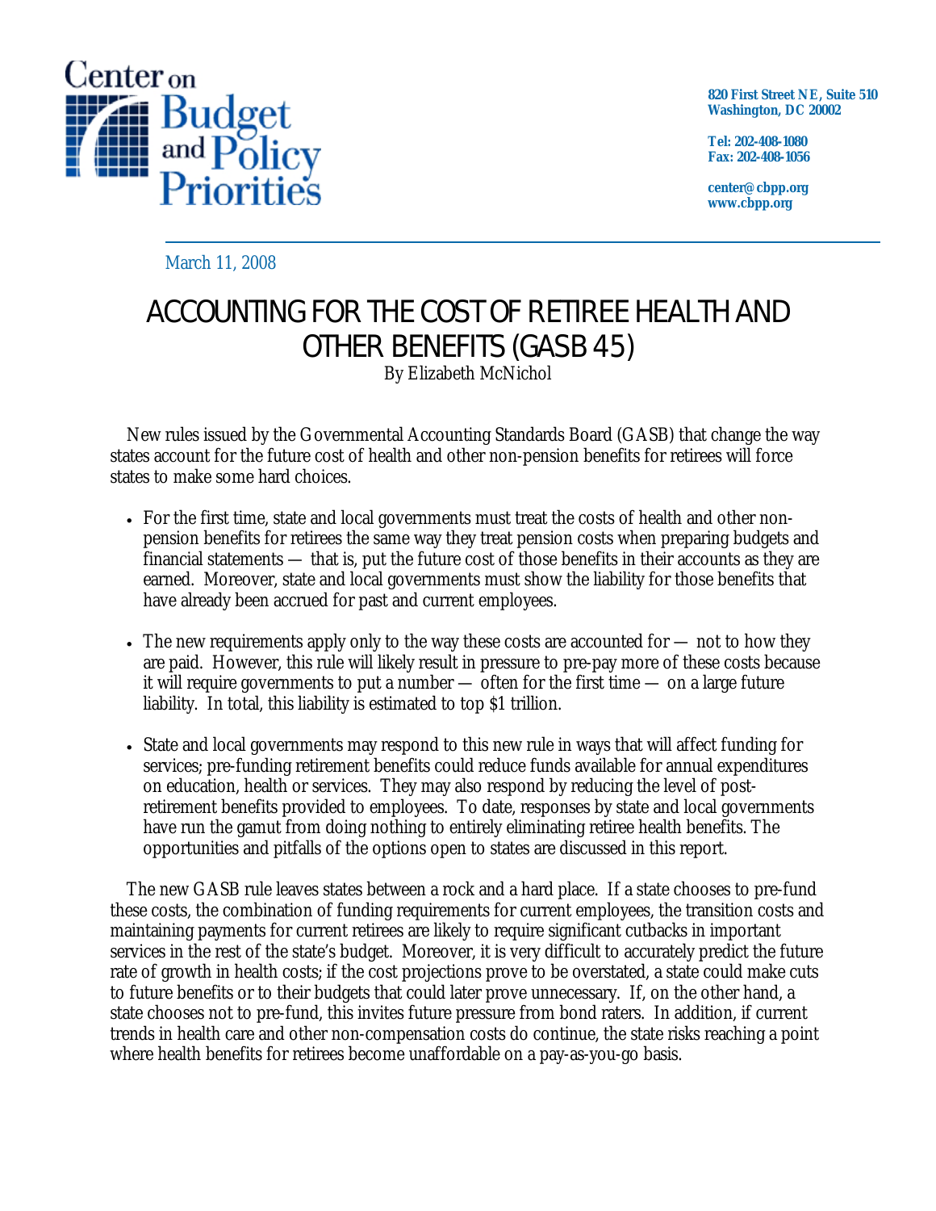Center on Budget and Policy Priorities

820 First Street NE, Suite 510
Washington, DC 20002

Tel: 202-408-1080
Fax: 202-408-1056

center@cbpp.org
www.cbpp.org

March 11, 2008

# ACCOUNTING FOR THE COST OF RETIREE HEALTH AND OTHER BENEFITS (GASB 45)

By Elizabeth McNichol

New rules issued by the Governmental Accounting Standards Board (GASB) that change the way states account for the future cost of health and other non-pension benefits for retirees will force states to make some hard choices.

- For the first time, state and local governments must treat the costs of health and other non-pension benefits for retirees the same way they treat pension costs when preparing budgets and financial statements — that is, put the future cost of those benefits in their accounts as they are earned. Moreover, state and local governments must show the liability for those benefits that have already been accrued for past and current employees.

- The new requirements apply only to the way these costs are accounted for — not to how they are paid. However, this rule will likely result in pressure to pre-pay more of these costs because it will require governments to put a number — often for the first time — on a large future liability. In total, this liability is estimated to top $1 trillion.

- State and local governments may respond to this new rule in ways that will affect funding for services; pre-funding retirement benefits could reduce funds available for annual expenditures on education, health or services. They may also respond by reducing the level of post-retirement benefits provided to employees. To date, responses by state and local governments have run the gamut from doing nothing to entirely eliminating retiree health benefits. The opportunities and pitfalls of the options open to states are discussed in this report.

The new GASB rule leaves states between a rock and a hard place. If a state chooses to pre-fund these costs, the combination of funding requirements for current employees, the transition costs and maintaining payments for current retirees are likely to require significant cutbacks in important services in the rest of the state's budget. Moreover, it is very difficult to accurately predict the future rate of growth in health costs; if the cost projections prove to be overstated, a state could make cuts to future benefits or to their budgets that could later prove unnecessary. If, on the other hand, a state chooses not to pre-fund, this invites future pressure from bond raters. In addition, if current trends in health care and other non-compensation costs do continue, the state risks reaching a point where health benefits for retirees become unaffordable on a pay-as-you-go basis.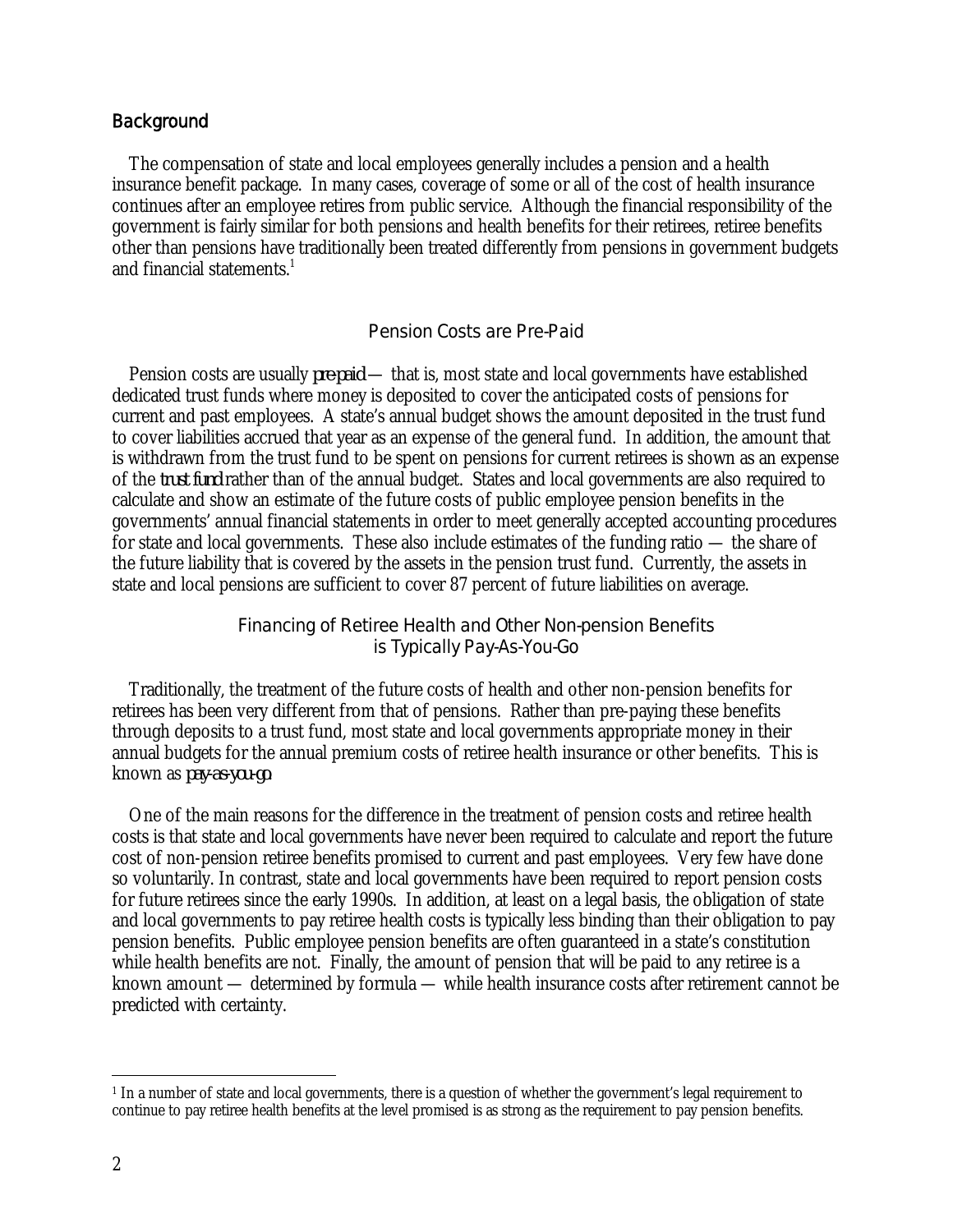## Background

The compensation of state and local employees generally includes a pension and a health insurance benefit package. In many cases, coverage of some or all of the cost of health insurance continues after an employee retires from public service. Although the financial responsibility of the government is fairly similar for both pensions and health benefits for their retirees, retiree benefits other than pensions have traditionally been treated differently from pensions in government budgets and financial statements.[1]

### Pension Costs are Pre-Paid

Pension costs are usually *pre-paid* — that is, most state and local governments have established dedicated trust funds where money is deposited to cover the anticipated costs of pensions for current and past employees. A state's annual budget shows the amount deposited in the trust fund to cover liabilities accrued that year as an expense of the general fund. In addition, the amount that is withdrawn from the trust fund to be spent on pensions for current retirees is shown as an expense of the *trust fund* rather than of the annual budget. States and local governments are also required to calculate and show an estimate of the future costs of public employee pension benefits in the governments' annual financial statements in order to meet generally accepted accounting procedures for state and local governments. These also include estimates of the funding ratio — the share of the future liability that is covered by the assets in the pension trust fund. Currently, the assets in state and local pensions are sufficient to cover 87 percent of future liabilities on average.

### Financing of Retiree Health and Other Non-pension Benefits is Typically Pay-As-You-Go

Traditionally, the treatment of the future costs of health and other non-pension benefits for retirees has been very different from that of pensions. Rather than pre-paying these benefits through deposits to a trust fund, most state and local governments appropriate money in their annual budgets for the annual premium costs of retiree health insurance or other benefits. This is known as *pay-as-you-go*.

One of the main reasons for the difference in the treatment of pension costs and retiree health costs is that state and local governments have never been required to calculate and report the future cost of non-pension retiree benefits promised to current and past employees. Very few have done so voluntarily. In contrast, state and local governments have been required to report pension costs for future retirees since the early 1990s. In addition, at least on a legal basis, the obligation of state and local governments to pay retiree health costs is typically less binding than their obligation to pay pension benefits. Public employee pension benefits are often guaranteed in a state's constitution while health benefits are not. Finally, the amount of pension that will be paid to any retiree is a known amount — determined by formula — while health insurance costs after retirement cannot be predicted with certainty.

[1] In a number of state and local governments, there is a question of whether the government's legal requirement to continue to pay retiree health benefits at the level promised is as strong as the requirement to pay pension benefits.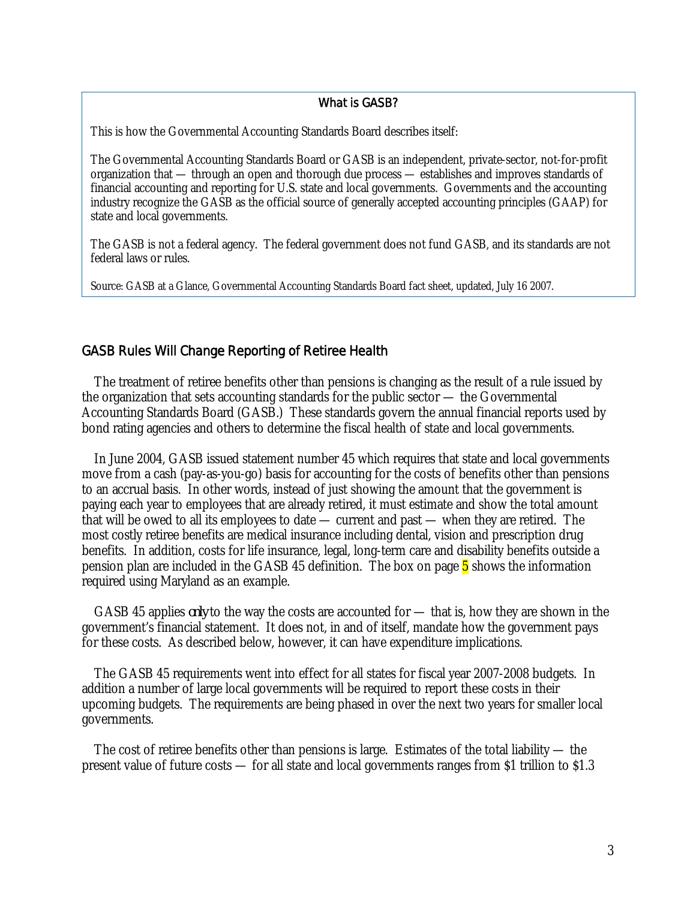### What is GASB?

This is how the Governmental Accounting Standards Board describes itself:

The Governmental Accounting Standards Board or GASB is an independent, private-sector, not-for-profit organization that — through an open and thorough due process — establishes and improves standards of financial accounting and reporting for U.S. state and local governments. Governments and the accounting industry recognize the GASB as the official source of generally accepted accounting principles (GAAP) for state and local governments.

The GASB is not a federal agency. The federal government does not fund GASB, and its standards are not federal laws or rules.

Source: GASB at a Glance, Governmental Accounting Standards Board fact sheet, updated, July 16 2007.

## GASB Rules Will Change Reporting of Retiree Health

The treatment of retiree benefits other than pensions is changing as the result of a rule issued by the organization that sets accounting standards for the public sector — the Governmental Accounting Standards Board (GASB.) These standards govern the annual financial reports used by bond rating agencies and others to determine the fiscal health of state and local governments.

In June 2004, GASB issued statement number 45 which requires that state and local governments move from a cash (pay-as-you-go) basis for accounting for the costs of benefits other than pensions to an accrual basis. In other words, instead of just showing the amount that the government is paying each year to employees that are already retired, it must estimate and show the total amount that will be owed to all its employees to date — current and past — when they are retired. The most costly retiree benefits are medical insurance including dental, vision and prescription drug benefits. In addition, costs for life insurance, legal, long-term care and disability benefits outside a pension plan are included in the GASB 45 definition. The box on page 5 shows the information required using Maryland as an example.

GASB 45 applies *only* to the way the costs are accounted for — that is, how they are shown in the government's financial statement. It does not, in and of itself, mandate how the government pays for these costs. As described below, however, it can have expenditure implications.

The GASB 45 requirements went into effect for all states for fiscal year 2007-2008 budgets. In addition a number of large local governments will be required to report these costs in their upcoming budgets. The requirements are being phased in over the next two years for smaller local governments.

The cost of retiree benefits other than pensions is large. Estimates of the total liability — the present value of future costs — for all state and local governments ranges from $1 trillion to $1.3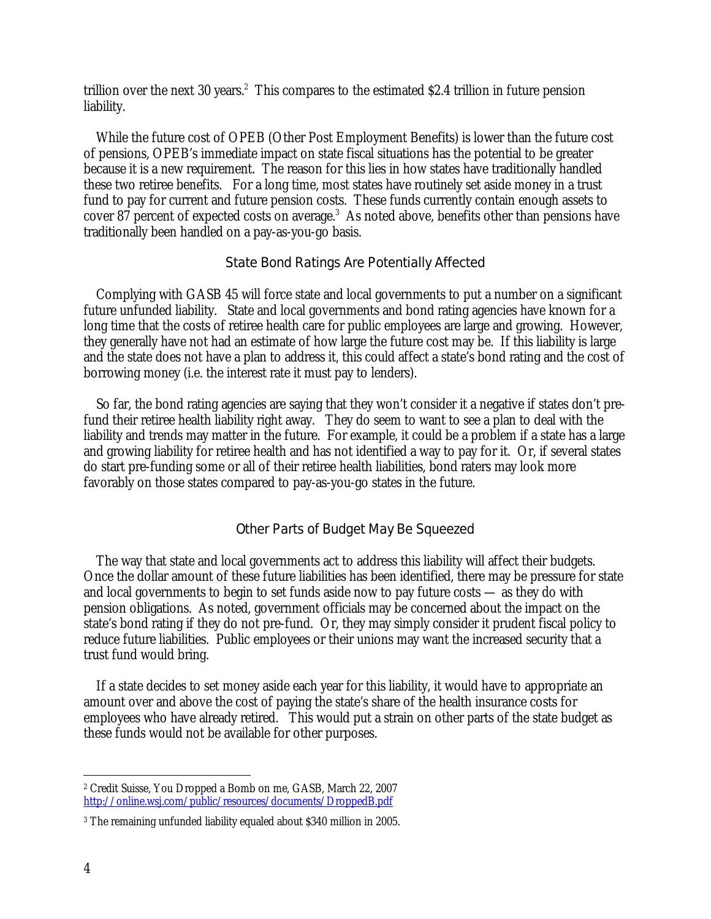trillion over the next 30 years.[2] This compares to the estimated $2.4 trillion in future pension liability.

While the future cost of OPEB (Other Post Employment Benefits) is lower than the future cost of pensions, OPEB's immediate impact on state fiscal situations has the potential to be greater because it is a new requirement. The reason for this lies in how states have traditionally handled these two retiree benefits. For a long time, most states have routinely set aside money in a trust fund to pay for current and future pension costs. These funds currently contain enough assets to cover 87 percent of expected costs on average.[3] As noted above, benefits other than pensions have traditionally been handled on a pay-as-you-go basis.

### State Bond Ratings Are Potentially Affected

Complying with GASB 45 will force state and local governments to put a number on a significant future unfunded liability. State and local governments and bond rating agencies have known for a long time that the costs of retiree health care for public employees are large and growing. However, they generally have not had an estimate of how large the future cost may be. If this liability is large and the state does not have a plan to address it, this could affect a state's bond rating and the cost of borrowing money (i.e. the interest rate it must pay to lenders).

So far, the bond rating agencies are saying that they won't consider it a negative if states don't pre-fund their retiree health liability right away. They do seem to want to see a plan to deal with the liability and trends may matter in the future. For example, it could be a problem if a state has a large and growing liability for retiree health and has not identified a way to pay for it. Or, if several states do start pre-funding some or all of their retiree health liabilities, bond raters may look more favorably on those states compared to pay-as-you-go states in the future.

### Other Parts of Budget May Be Squeezed

The way that state and local governments act to address this liability will affect their budgets. Once the dollar amount of these future liabilities has been identified, there may be pressure for state and local governments to begin to set funds aside now to pay future costs — as they do with pension obligations. As noted, government officials may be concerned about the impact on the state's bond rating if they do not pre-fund. Or, they may simply consider it prudent fiscal policy to reduce future liabilities. Public employees or their unions may want the increased security that a trust fund would bring.

If a state decides to set money aside each year for this liability, it would have to appropriate an amount over and above the cost of paying the state's share of the health insurance costs for employees who have already retired. This would put a strain on other parts of the state budget as these funds would not be available for other purposes.

---

[2] Credit Suisse, You Dropped a Bomb on me, GASB, March 22, 2007 http://online.wsj.com/public/resources/documents/DroppedB.pdf

[3] The remaining unfunded liability equaled about $340 million in 2005.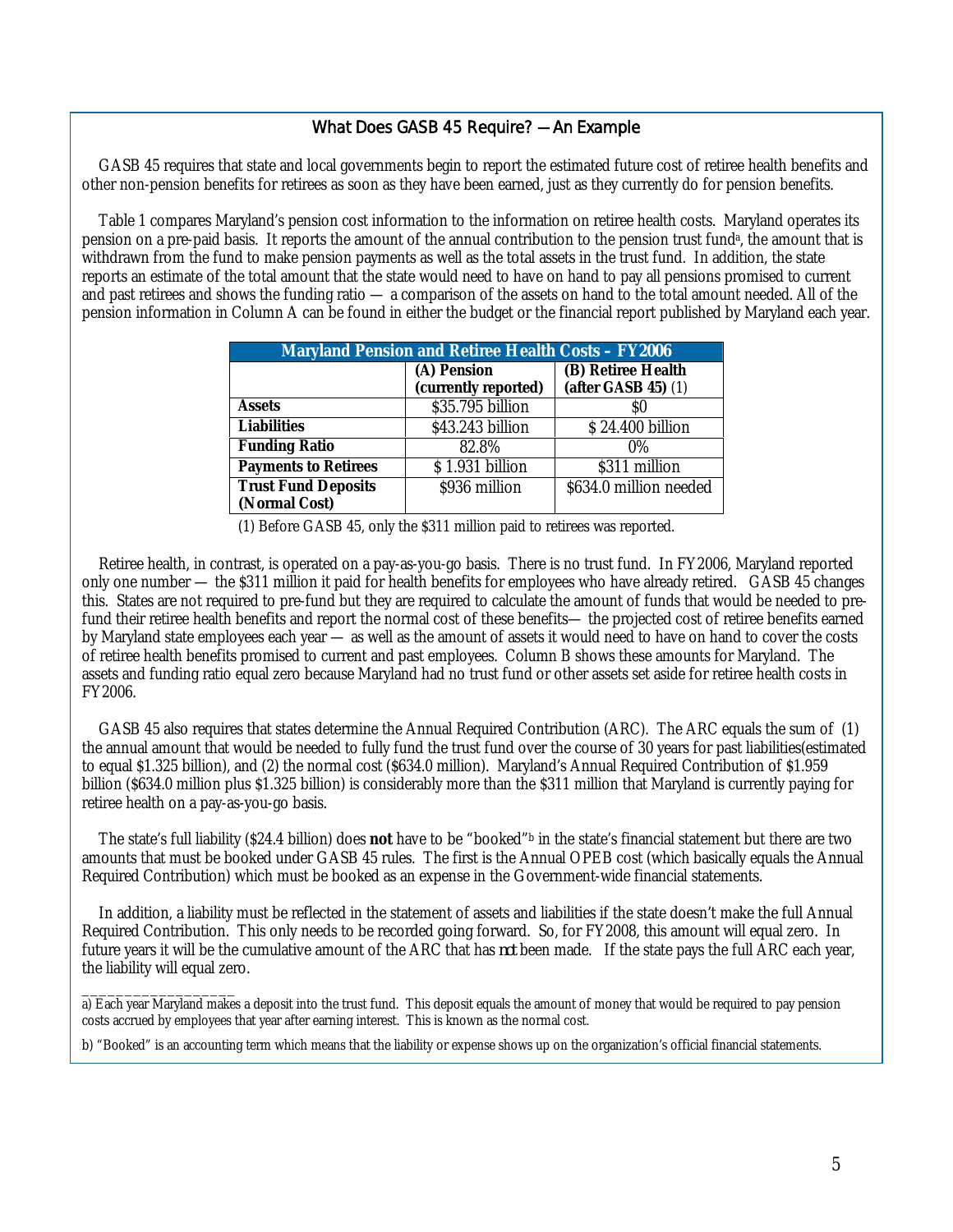## What Does GASB 45 Require? — An Example

GASB 45 requires that state and local governments begin to report the estimated future cost of retiree health benefits and other non-pension benefits for retirees as soon as they have been earned, just as they currently do for pension benefits.

Table 1 compares Maryland's pension cost information to the information on retiree health costs. Maryland operates its pension on a pre-paid basis. It reports the amount of the annual contribution to the pension trust fund[a], the amount that is withdrawn from the fund to make pension payments as well as the total assets in the trust fund. In addition, the state reports an estimate of the total amount that the state would need to have on hand to pay all pensions promised to current and past retirees and shows the funding ratio — a comparison of the assets on hand to the total amount needed. All of the pension information in Column A can be found in either the budget or the financial report published by Maryland each year.

| Maryland Pension and Retiree Health Costs – FY2006 | | |
|---|---|---|
| | **(A) Pension (currently reported)** | **(B) Retiree Health (after GASB 45)** (1) |
| **Assets** | $35.795 billion | $0 |
| **Liabilities** | $43.243 billion | $ 24.400 billion |
| **Funding Ratio** | 82.8% | 0% |
| **Payments to Retirees** | $ 1.931 billion | $311 million |
| **Trust Fund Deposits (Normal Cost)** | $936 million | $634.0 million needed |

(1) Before GASB 45, only the $311 million paid to retirees was reported.

Retiree health, in contrast, is operated on a pay-as-you-go basis. There is no trust fund. In FY2006, Maryland reported only one number — the $311 million it paid for health benefits for employees who have already retired. GASB 45 changes this. States are not required to pre-fund but they are required to calculate the amount of funds that would be needed to pre-fund their retiree health benefits and report the normal cost of these benefits— the projected cost of retiree benefits earned by Maryland state employees each year — as well as the amount of assets it would need to have on hand to cover the costs of retiree health benefits promised to current and past employees. Column B shows these amounts for Maryland. The assets and funding ratio equal zero because Maryland had no trust fund or other assets set aside for retiree health costs in FY2006.

GASB 45 also requires that states determine the Annual Required Contribution (ARC). The ARC equals the sum of (1) the annual amount that would be needed to fully fund the trust fund over the course of 30 years for past liabilities(estimated to equal $1.325 billion), and (2) the normal cost ($634.0 million). Maryland's Annual Required Contribution of $1.959 billion ($634.0 million plus $1.325 billion) is considerably more than the $311 million that Maryland is currently paying for retiree health on a pay-as-you-go basis.

The state's full liability ($24.4 billion) does **not** have to be "booked"[b] in the state's financial statement but there are two amounts that must be booked under GASB 45 rules. The first is the Annual OPEB cost (which basically equals the Annual Required Contribution) which must be booked as an expense in the Government-wide financial statements.

In addition, a liability must be reflected in the statement of assets and liabilities if the state doesn't make the full Annual Required Contribution. This only needs to be recorded going forward. So, for FY2008, this amount will equal zero. In future years it will be the cumulative amount of the ARC that has *not* been made. If the state pays the full ARC each year, the liability will equal zero.

---

a) Each year Maryland makes a deposit into the trust fund. This deposit equals the amount of money that would be required to pay pension costs accrued by employees that year after earning interest. This is known as the normal cost.

b) "Booked" is an accounting term which means that the liability or expense shows up on the organization's official financial statements.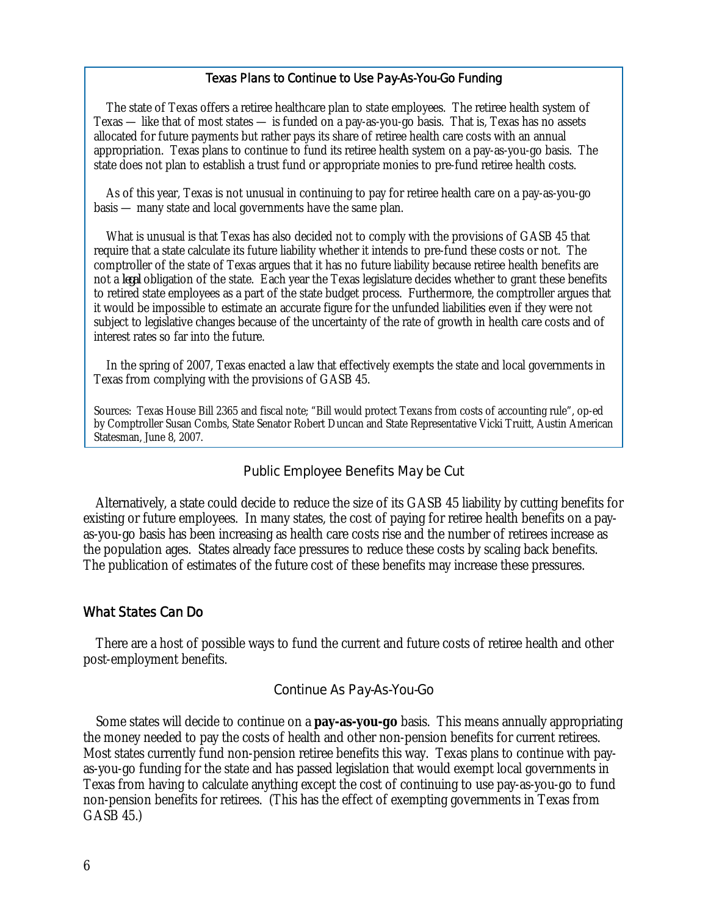### Texas Plans to Continue to Use Pay-As-You-Go Funding

The state of Texas offers a retiree healthcare plan to state employees. The retiree health system of Texas — like that of most states — is funded on a pay-as-you-go basis. That is, Texas has no assets allocated for future payments but rather pays its share of retiree health care costs with an annual appropriation. Texas plans to continue to fund its retiree health system on a pay-as-you-go basis. The state does not plan to establish a trust fund or appropriate monies to pre-fund retiree health costs.

As of this year, Texas is not unusual in continuing to pay for retiree health care on a pay-as-you-go basis — many state and local governments have the same plan.

What is unusual is that Texas has also decided not to comply with the provisions of GASB 45 that require that a state calculate its future liability whether it intends to pre-fund these costs or not. The comptroller of the state of Texas argues that it has no future liability because retiree health benefits are not a *legal* obligation of the state. Each year the Texas legislature decides whether to grant these benefits to retired state employees as a part of the state budget process. Furthermore, the comptroller argues that it would be impossible to estimate an accurate figure for the unfunded liabilities even if they were not subject to legislative changes because of the uncertainty of the rate of growth in health care costs and of interest rates so far into the future.

In the spring of 2007, Texas enacted a law that effectively exempts the state and local governments in Texas from complying with the provisions of GASB 45.

Sources: Texas House Bill 2365 and fiscal note; "Bill would protect Texans from costs of accounting rule", op-ed by Comptroller Susan Combs, State Senator Robert Duncan and State Representative Vicki Truitt, Austin American Statesman, June 8, 2007.

### Public Employee Benefits May be Cut

Alternatively, a state could decide to reduce the size of its GASB 45 liability by cutting benefits for existing or future employees. In many states, the cost of paying for retiree health benefits on a pay-as-you-go basis has been increasing as health care costs rise and the number of retirees increase as the population ages. States already face pressures to reduce these costs by scaling back benefits. The publication of estimates of the future cost of these benefits may increase these pressures.

## What States Can Do

There are a host of possible ways to fund the current and future costs of retiree health and other post-employment benefits.

### Continue As Pay-As-You-Go

Some states will decide to continue on a **pay-as-you-go** basis. This means annually appropriating the money needed to pay the costs of health and other non-pension benefits for current retirees. Most states currently fund non-pension retiree benefits this way. Texas plans to continue with pay-as-you-go funding for the state and has passed legislation that would exempt local governments in Texas from having to calculate anything except the cost of continuing to use pay-as-you-go to fund non-pension benefits for retirees. (This has the effect of exempting governments in Texas from GASB 45.)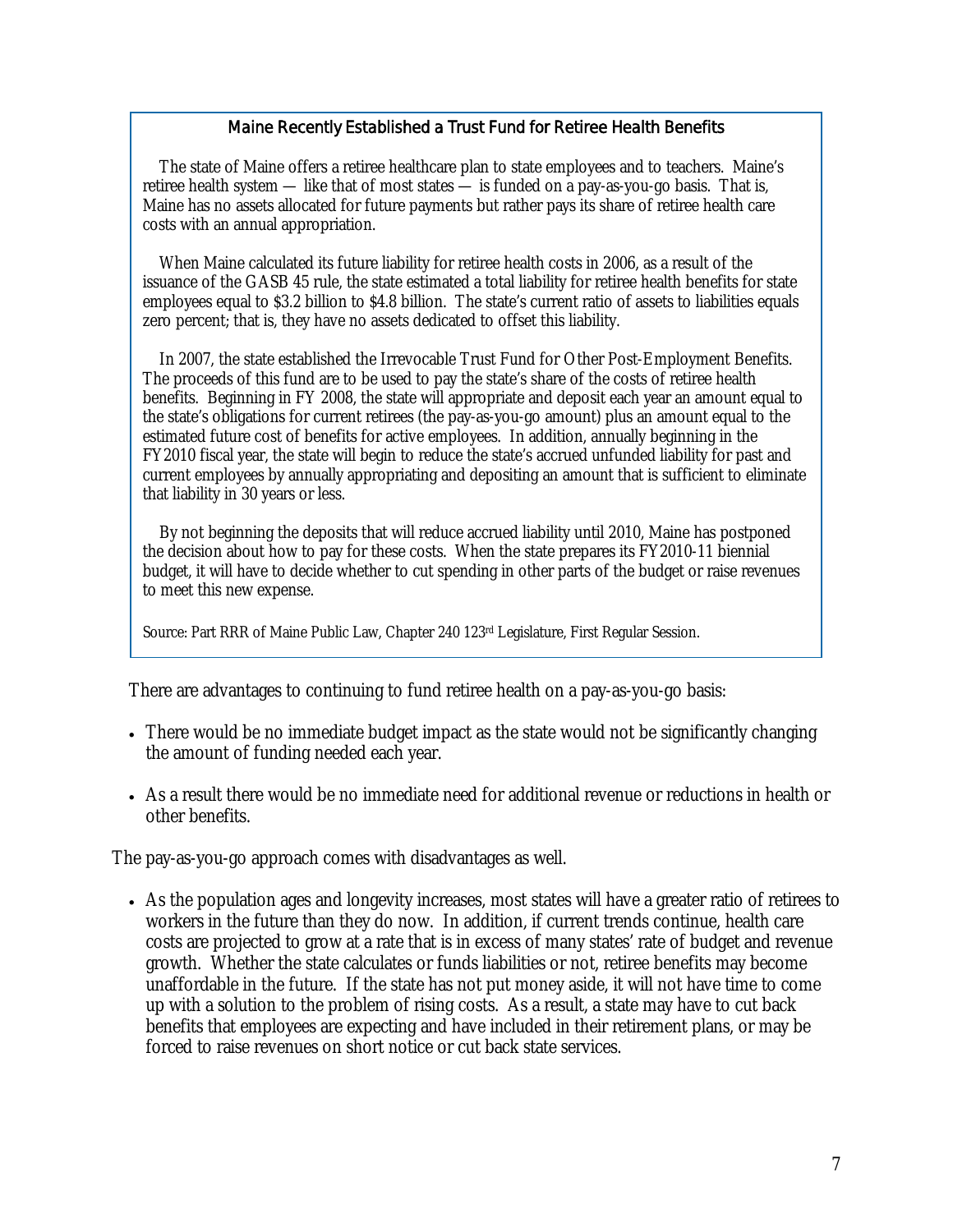### Maine Recently Established a Trust Fund for Retiree Health Benefits

The state of Maine offers a retiree healthcare plan to state employees and to teachers. Maine's retiree health system — like that of most states — is funded on a pay-as-you-go basis. That is, Maine has no assets allocated for future payments but rather pays its share of retiree health care costs with an annual appropriation.

When Maine calculated its future liability for retiree health costs in 2006, as a result of the issuance of the GASB 45 rule, the state estimated a total liability for retiree health benefits for state employees equal to $3.2 billion to $4.8 billion. The state's current ratio of assets to liabilities equals zero percent; that is, they have no assets dedicated to offset this liability.

In 2007, the state established the Irrevocable Trust Fund for Other Post-Employment Benefits. The proceeds of this fund are to be used to pay the state's share of the costs of retiree health benefits. Beginning in FY 2008, the state will appropriate and deposit each year an amount equal to the state's obligations for current retirees (the pay-as-you-go amount) plus an amount equal to the estimated future cost of benefits for active employees. In addition, annually beginning in the FY2010 fiscal year, the state will begin to reduce the state's accrued unfunded liability for past and current employees by annually appropriating and depositing an amount that is sufficient to eliminate that liability in 30 years or less.

By not beginning the deposits that will reduce accrued liability until 2010, Maine has postponed the decision about how to pay for these costs. When the state prepares its FY2010-11 biennial budget, it will have to decide whether to cut spending in other parts of the budget or raise revenues to meet this new expense.

Source: Part RRR of Maine Public Law, Chapter 240 123rd Legislature, First Regular Session.

There are advantages to continuing to fund retiree health on a pay-as-you-go basis:

- There would be no immediate budget impact as the state would not be significantly changing the amount of funding needed each year.
- As a result there would be no immediate need for additional revenue or reductions in health or other benefits.

The pay-as-you-go approach comes with disadvantages as well.

- As the population ages and longevity increases, most states will have a greater ratio of retirees to workers in the future than they do now. In addition, if current trends continue, health care costs are projected to grow at a rate that is in excess of many states' rate of budget and revenue growth. Whether the state calculates or funds liabilities or not, retiree benefits may become unaffordable in the future. If the state has not put money aside, it will not have time to come up with a solution to the problem of rising costs. As a result, a state may have to cut back benefits that employees are expecting and have included in their retirement plans, or may be forced to raise revenues on short notice or cut back state services.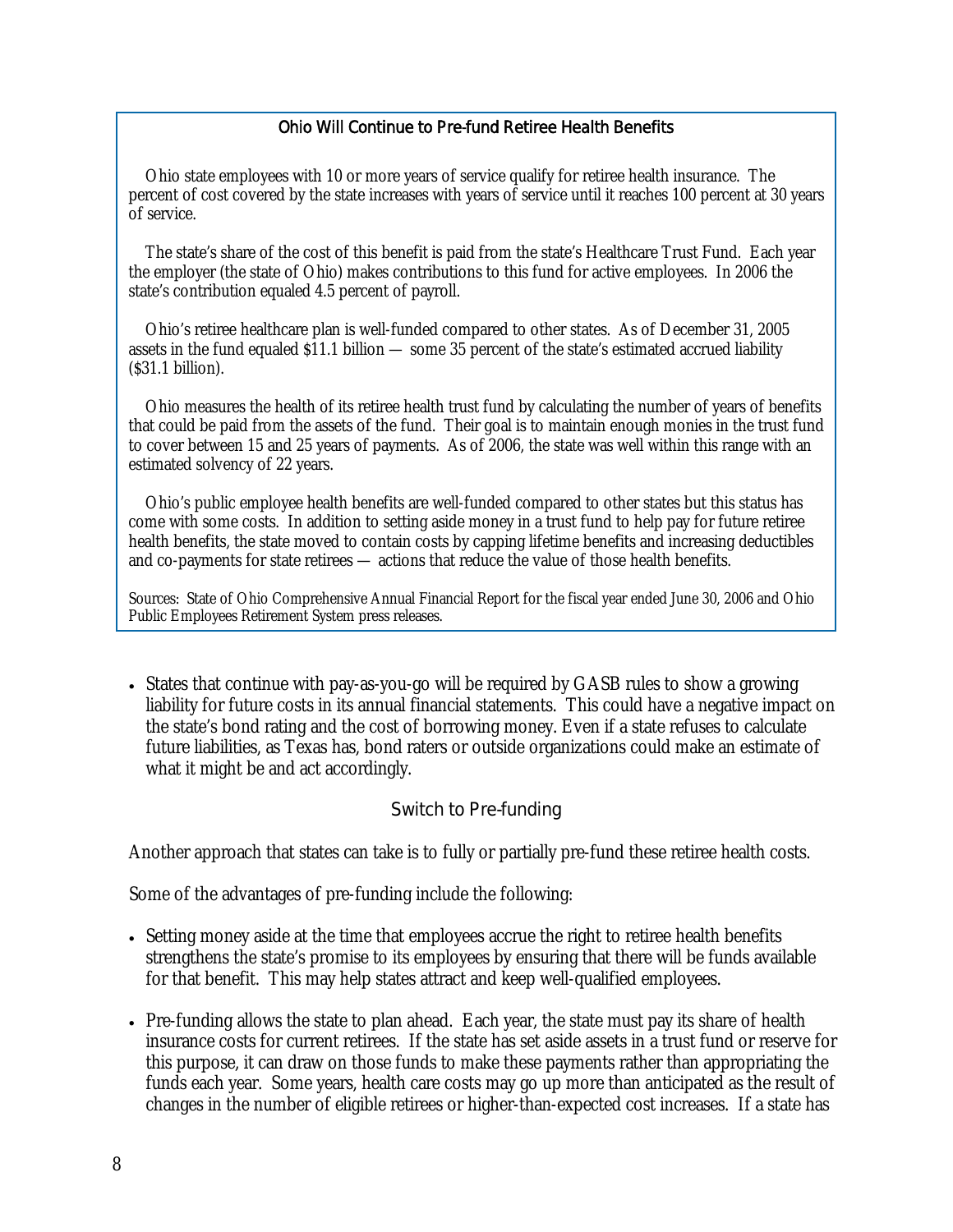### Ohio Will Continue to Pre-fund Retiree Health Benefits

Ohio state employees with 10 or more years of service qualify for retiree health insurance. The percent of cost covered by the state increases with years of service until it reaches 100 percent at 30 years of service.

The state's share of the cost of this benefit is paid from the state's Healthcare Trust Fund. Each year the employer (the state of Ohio) makes contributions to this fund for active employees. In 2006 the state's contribution equaled 4.5 percent of payroll.

Ohio's retiree healthcare plan is well-funded compared to other states. As of December 31, 2005 assets in the fund equaled $11.1 billion — some 35 percent of the state's estimated accrued liability ($31.1 billion).

Ohio measures the health of its retiree health trust fund by calculating the number of years of benefits that could be paid from the assets of the fund. Their goal is to maintain enough monies in the trust fund to cover between 15 and 25 years of payments. As of 2006, the state was well within this range with an estimated solvency of 22 years.

Ohio's public employee health benefits are well-funded compared to other states but this status has come with some costs. In addition to setting aside money in a trust fund to help pay for future retiree health benefits, the state moved to contain costs by capping lifetime benefits and increasing deductibles and co-payments for state retirees — actions that reduce the value of those health benefits.

Sources: State of Ohio Comprehensive Annual Financial Report for the fiscal year ended June 30, 2006 and Ohio Public Employees Retirement System press releases.

- States that continue with pay-as-you-go will be required by GASB rules to show a growing liability for future costs in its annual financial statements. This could have a negative impact on the state's bond rating and the cost of borrowing money. Even if a state refuses to calculate future liabilities, as Texas has, bond raters or outside organizations could make an estimate of what it might be and act accordingly.

## Switch to Pre-funding

Another approach that states can take is to fully or partially pre-fund these retiree health costs.

Some of the advantages of pre-funding include the following:

- Setting money aside at the time that employees accrue the right to retiree health benefits strengthens the state's promise to its employees by ensuring that there will be funds available for that benefit. This may help states attract and keep well-qualified employees.

- Pre-funding allows the state to plan ahead. Each year, the state must pay its share of health insurance costs for current retirees. If the state has set aside assets in a trust fund or reserve for this purpose, it can draw on those funds to make these payments rather than appropriating the funds each year. Some years, health care costs may go up more than anticipated as the result of changes in the number of eligible retirees or higher-than-expected cost increases. If a state has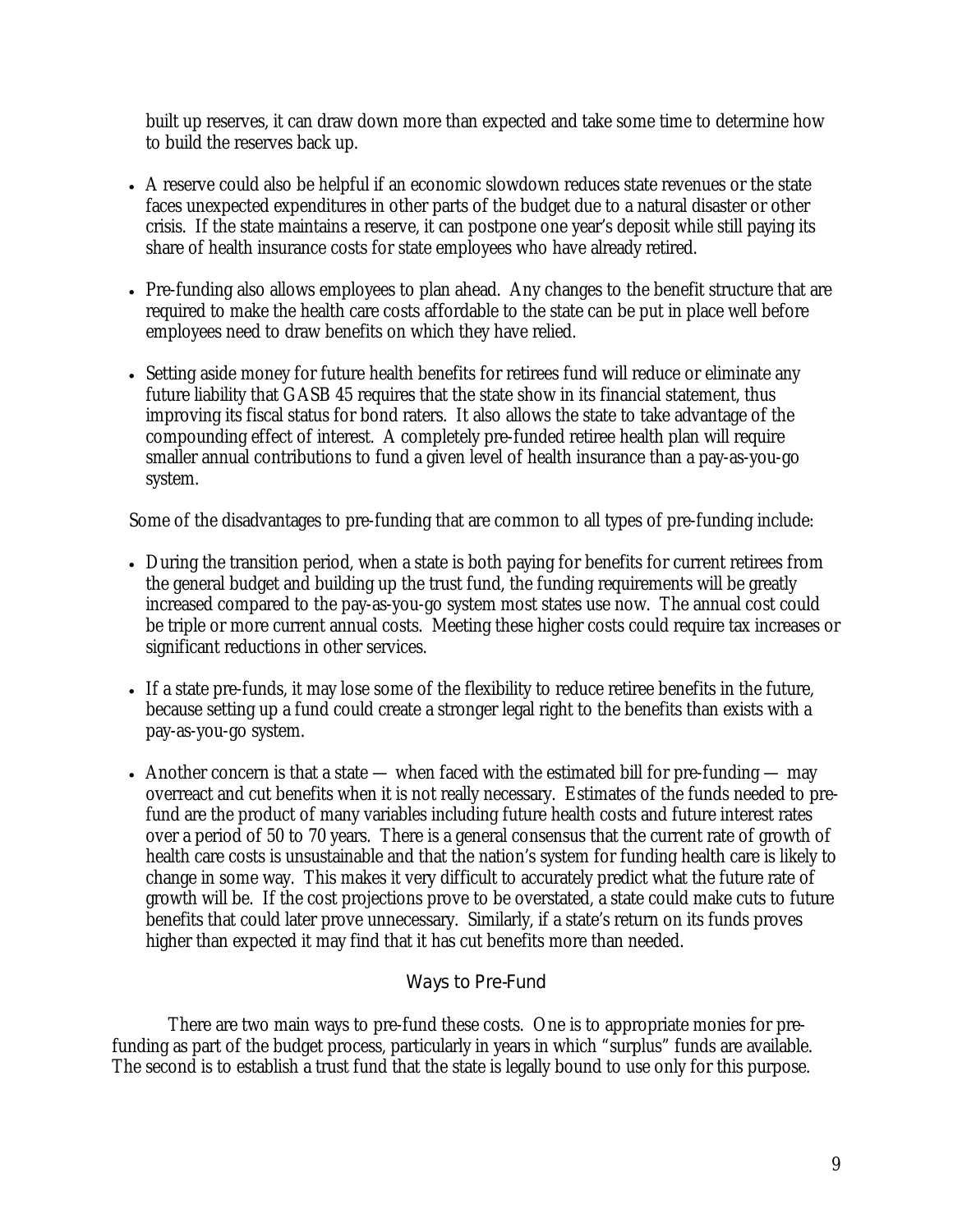built up reserves, it can draw down more than expected and take some time to determine how to build the reserves back up.

- A reserve could also be helpful if an economic slowdown reduces state revenues or the state faces unexpected expenditures in other parts of the budget due to a natural disaster or other crisis. If the state maintains a reserve, it can postpone one year's deposit while still paying its share of health insurance costs for state employees who have already retired.

- Pre-funding also allows employees to plan ahead. Any changes to the benefit structure that are required to make the health care costs affordable to the state can be put in place well before employees need to draw benefits on which they have relied.

- Setting aside money for future health benefits for retirees fund will reduce or eliminate any future liability that GASB 45 requires that the state show in its financial statement, thus improving its fiscal status for bond raters. It also allows the state to take advantage of the compounding effect of interest. A completely pre-funded retiree health plan will require smaller annual contributions to fund a given level of health insurance than a pay-as-you-go system.

Some of the disadvantages to pre-funding that are common to all types of pre-funding include:

- During the transition period, when a state is both paying for benefits for current retirees from the general budget and building up the trust fund, the funding requirements will be greatly increased compared to the pay-as-you-go system most states use now. The annual cost could be triple or more current annual costs. Meeting these higher costs could require tax increases or significant reductions in other services.

- If a state pre-funds, it may lose some of the flexibility to reduce retiree benefits in the future, because setting up a fund could create a stronger legal right to the benefits than exists with a pay-as-you-go system.

- Another concern is that a state — when faced with the estimated bill for pre-funding — may overreact and cut benefits when it is not really necessary. Estimates of the funds needed to pre-fund are the product of many variables including future health costs and future interest rates over a period of 50 to 70 years. There is a general consensus that the current rate of growth of health care costs is unsustainable and that the nation's system for funding health care is likely to change in some way. This makes it very difficult to accurately predict what the future rate of growth will be. If the cost projections prove to be overstated, a state could make cuts to future benefits that could later prove unnecessary. Similarly, if a state's return on its funds proves higher than expected it may find that it has cut benefits more than needed.

## Ways to Pre-Fund

There are two main ways to pre-fund these costs. One is to appropriate monies for pre-funding as part of the budget process, particularly in years in which "surplus" funds are available. The second is to establish a trust fund that the state is legally bound to use only for this purpose.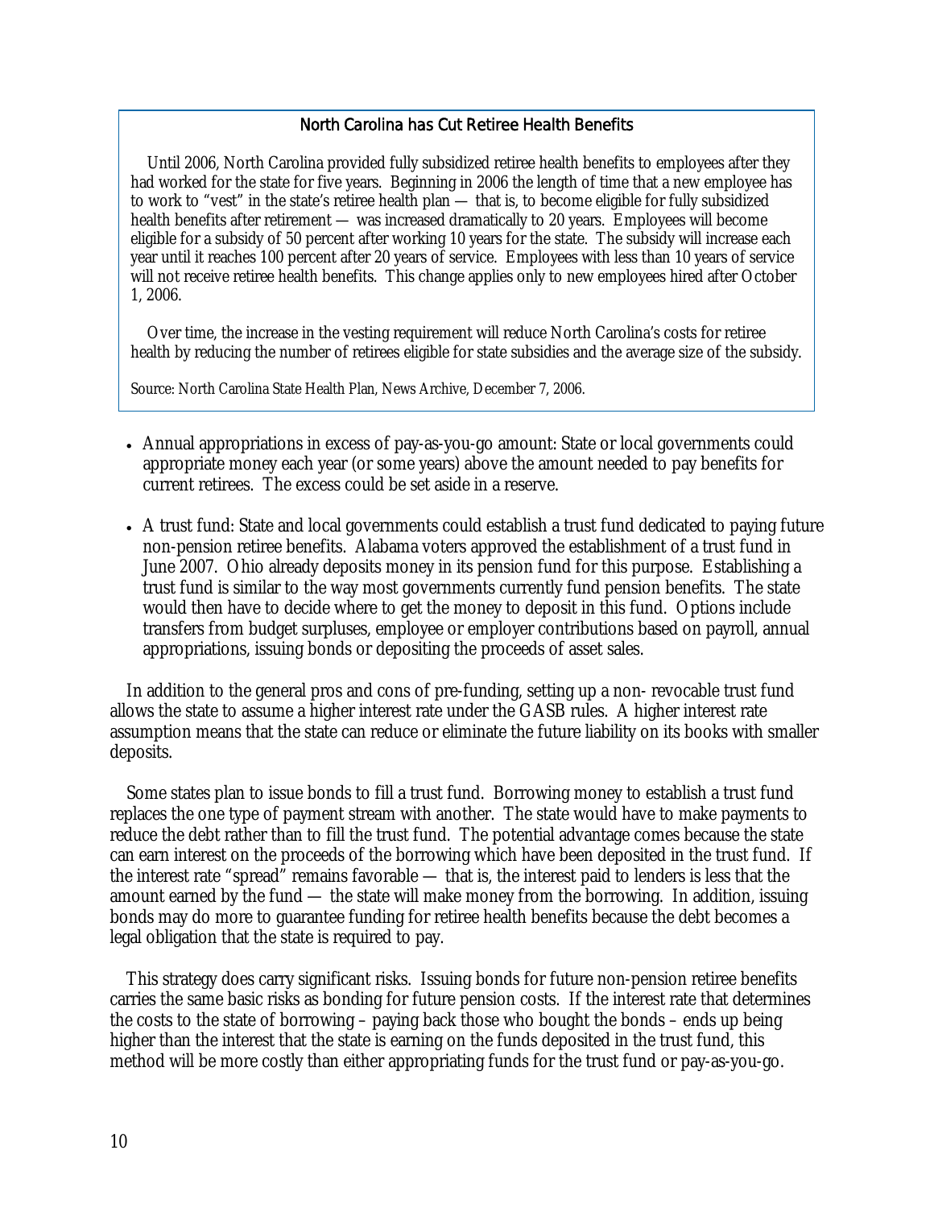### North Carolina has Cut Retiree Health Benefits

Until 2006, North Carolina provided fully subsidized retiree health benefits to employees after they had worked for the state for five years. Beginning in 2006 the length of time that a new employee has to work to "vest" in the state's retiree health plan — that is, to become eligible for fully subsidized health benefits after retirement — was increased dramatically to 20 years. Employees will become eligible for a subsidy of 50 percent after working 10 years for the state. The subsidy will increase each year until it reaches 100 percent after 20 years of service. Employees with less than 10 years of service will not receive retiree health benefits. This change applies only to new employees hired after October 1, 2006.

Over time, the increase in the vesting requirement will reduce North Carolina's costs for retiree health by reducing the number of retirees eligible for state subsidies and the average size of the subsidy.

Source: North Carolina State Health Plan, News Archive, December 7, 2006.

- Annual appropriations in excess of pay-as-you-go amount: State or local governments could appropriate money each year (or some years) above the amount needed to pay benefits for current retirees. The excess could be set aside in a reserve.
- A trust fund: State and local governments could establish a trust fund dedicated to paying future non-pension retiree benefits. Alabama voters approved the establishment of a trust fund in June 2007. Ohio already deposits money in its pension fund for this purpose. Establishing a trust fund is similar to the way most governments currently fund pension benefits. The state would then have to decide where to get the money to deposit in this fund. Options include transfers from budget surpluses, employee or employer contributions based on payroll, annual appropriations, issuing bonds or depositing the proceeds of asset sales.

In addition to the general pros and cons of pre-funding, setting up a non- revocable trust fund allows the state to assume a higher interest rate under the GASB rules. A higher interest rate assumption means that the state can reduce or eliminate the future liability on its books with smaller deposits.

Some states plan to issue bonds to fill a trust fund. Borrowing money to establish a trust fund replaces the one type of payment stream with another. The state would have to make payments to reduce the debt rather than to fill the trust fund. The potential advantage comes because the state can earn interest on the proceeds of the borrowing which have been deposited in the trust fund. If the interest rate "spread" remains favorable — that is, the interest paid to lenders is less that the amount earned by the fund — the state will make money from the borrowing. In addition, issuing bonds may do more to guarantee funding for retiree health benefits because the debt becomes a legal obligation that the state is required to pay.

This strategy does carry significant risks. Issuing bonds for future non-pension retiree benefits carries the same basic risks as bonding for future pension costs. If the interest rate that determines the costs to the state of borrowing – paying back those who bought the bonds – ends up being higher than the interest that the state is earning on the funds deposited in the trust fund, this method will be more costly than either appropriating funds for the trust fund or pay-as-you-go.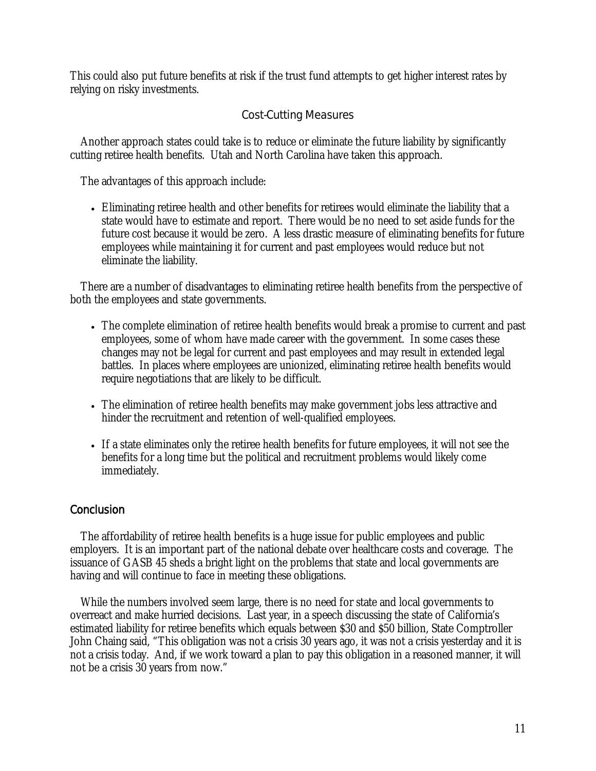This could also put future benefits at risk if the trust fund attempts to get higher interest rates by relying on risky investments.

### Cost-Cutting Measures

Another approach states could take is to reduce or eliminate the future liability by significantly cutting retiree health benefits. Utah and North Carolina have taken this approach.

The advantages of this approach include:

- Eliminating retiree health and other benefits for retirees would eliminate the liability that a state would have to estimate and report. There would be no need to set aside funds for the future cost because it would be zero. A less drastic measure of eliminating benefits for future employees while maintaining it for current and past employees would reduce but not eliminate the liability.

There are a number of disadvantages to eliminating retiree health benefits from the perspective of both the employees and state governments.

- The complete elimination of retiree health benefits would break a promise to current and past employees, some of whom have made career with the government. In some cases these changes may not be legal for current and past employees and may result in extended legal battles. In places where employees are unionized, eliminating retiree health benefits would require negotiations that are likely to be difficult.

- The elimination of retiree health benefits may make government jobs less attractive and hinder the recruitment and retention of well-qualified employees.

- If a state eliminates only the retiree health benefits for future employees, it will not see the benefits for a long time but the political and recruitment problems would likely come immediately.

## Conclusion

The affordability of retiree health benefits is a huge issue for public employees and public employers. It is an important part of the national debate over healthcare costs and coverage. The issuance of GASB 45 sheds a bright light on the problems that state and local governments are having and will continue to face in meeting these obligations.

While the numbers involved seem large, there is no need for state and local governments to overreact and make hurried decisions. Last year, in a speech discussing the state of California's estimated liability for retiree benefits which equals between $30 and $50 billion, State Comptroller John Chaing said, "This obligation was not a crisis 30 years ago, it was not a crisis yesterday and it is not a crisis today. And, if we work toward a plan to pay this obligation in a reasoned manner, it will not be a crisis 30 years from now."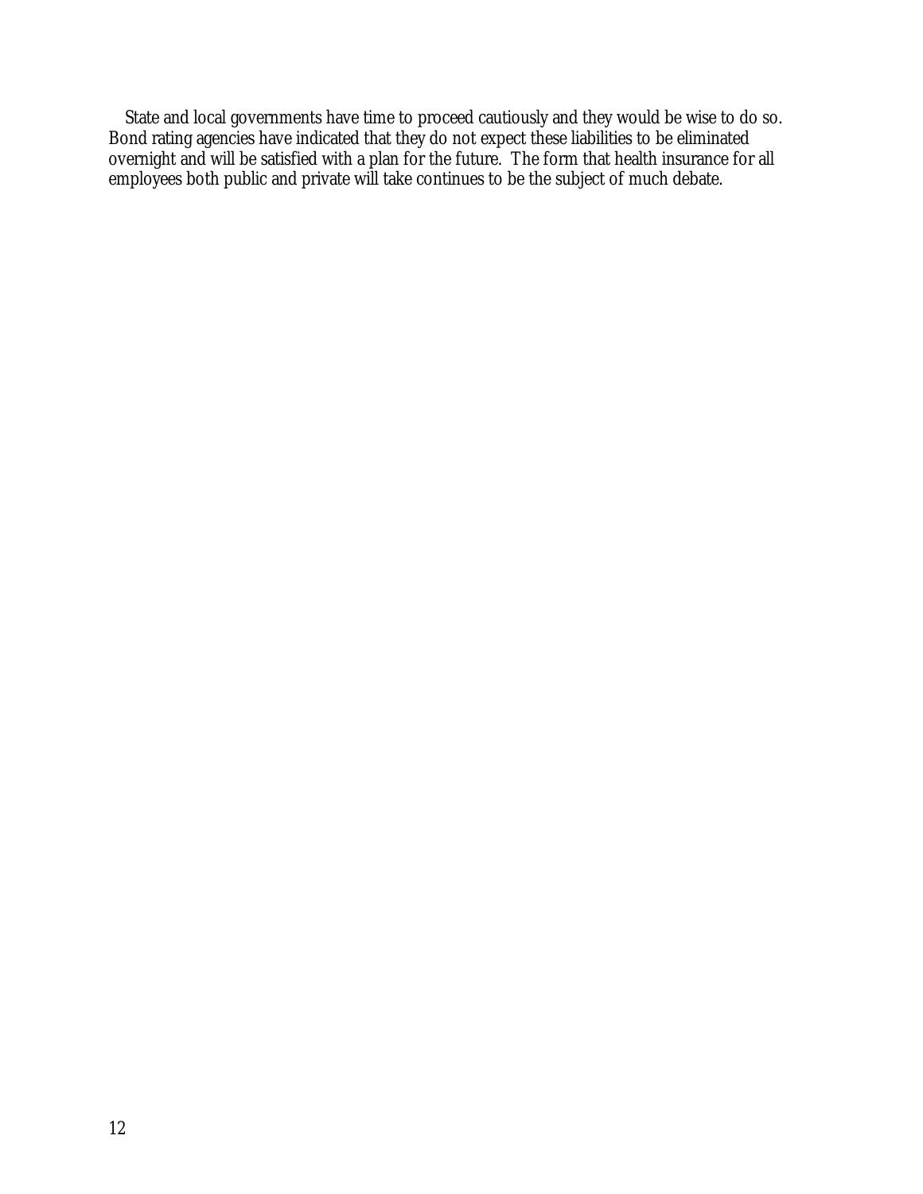State and local governments have time to proceed cautiously and they would be wise to do so. Bond rating agencies have indicated that they do not expect these liabilities to be eliminated overnight and will be satisfied with a plan for the future. The form that health insurance for all employees both public and private will take continues to be the subject of much debate.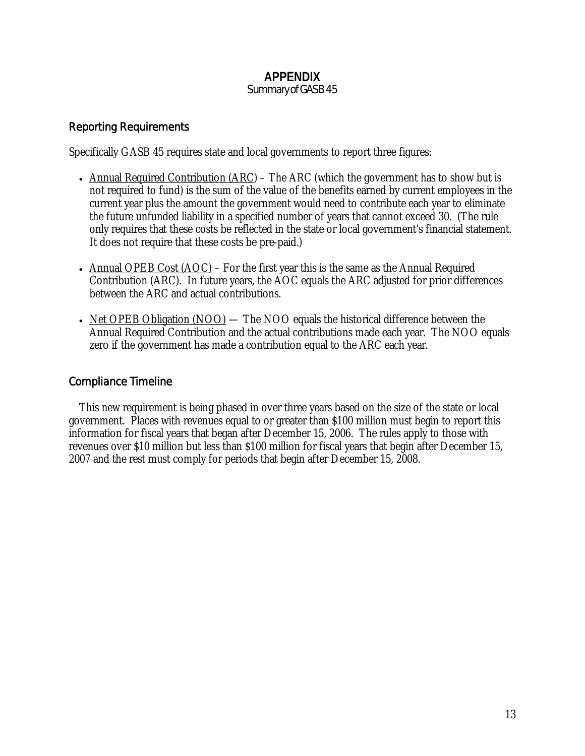# APPENDIX

Summary of GASB 45

## Reporting Requirements

Specifically GASB 45 requires state and local governments to report three figures:

- Annual Required Contribution (ARC) – The ARC (which the government has to show but is not required to fund) is the sum of the value of the benefits earned by current employees in the current year plus the amount the government would need to contribute each year to eliminate the future unfunded liability in a specified number of years that cannot exceed 30. (The rule only requires that these costs be reflected in the state or local government's financial statement. It does not require that these costs be pre-paid.)

- Annual OPEB Cost (AOC) – For the first year this is the same as the Annual Required Contribution (ARC). In future years, the AOC equals the ARC adjusted for prior differences between the ARC and actual contributions.

- Net OPEB Obligation (NOO) — The NOO equals the historical difference between the Annual Required Contribution and the actual contributions made each year. The NOO equals zero if the government has made a contribution equal to the ARC each year.

## Compliance Timeline

This new requirement is being phased in over three years based on the size of the state or local government. Places with revenues equal to or greater than $100 million must begin to report this information for fiscal years that began after December 15, 2006. The rules apply to those with revenues over $10 million but less than $100 million for fiscal years that begin after December 15, 2007 and the rest must comply for periods that begin after December 15, 2008.